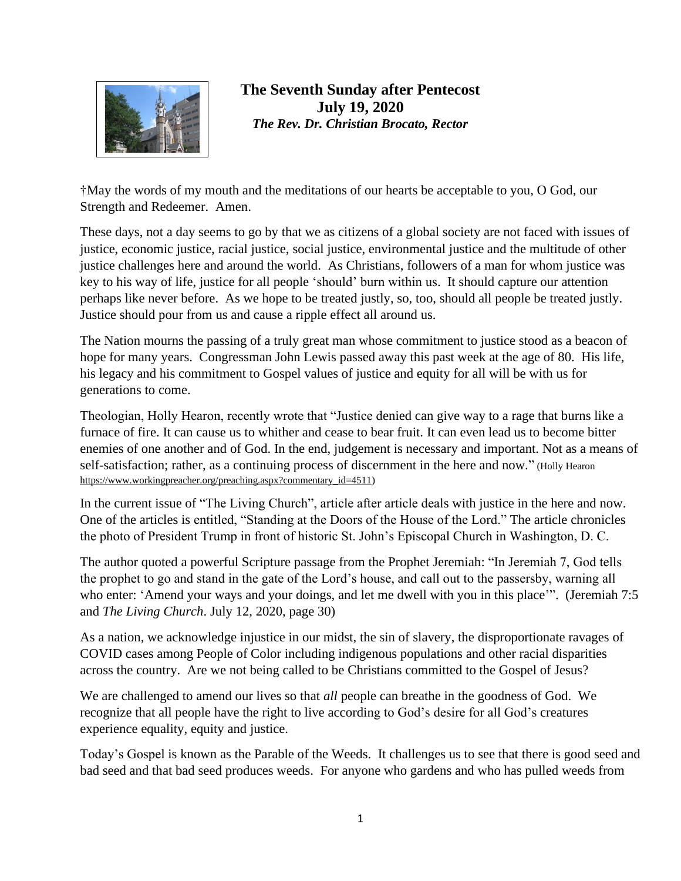**The Seventh Sunday after Pentecost**
**July 19, 2020**
***The Rev. Dr. Christian Brocato, Rector***

†May the words of my mouth and the meditations of our hearts be acceptable to you, O God, our Strength and Redeemer. Amen.

These days, not a day seems to go by that we as citizens of a global society are not faced with issues of justice, economic justice, racial justice, social justice, environmental justice and the multitude of other justice challenges here and around the world. As Christians, followers of a man for whom justice was key to his way of life, justice for all people 'should' burn within us. It should capture our attention perhaps like never before. As we hope to be treated justly, so, too, should all people be treated justly. Justice should pour from us and cause a ripple effect all around us.

The Nation mourns the passing of a truly great man whose commitment to justice stood as a beacon of hope for many years. Congressman John Lewis passed away this past week at the age of 80. His life, his legacy and his commitment to Gospel values of justice and equity for all will be with us for generations to come.

Theologian, Holly Hearon, recently wrote that "Justice denied can give way to a rage that burns like a furnace of fire. It can cause us to whither and cease to bear fruit. It can even lead us to become bitter enemies of one another and of God. In the end, judgement is necessary and important. Not as a means of self-satisfaction; rather, as a continuing process of discernment in the here and now." (Holly Hearon https://www.workingpreacher.org/preaching.aspx?commentary_id=4511)

In the current issue of "The Living Church", article after article deals with justice in the here and now. One of the articles is entitled, "Standing at the Doors of the House of the Lord." The article chronicles the photo of President Trump in front of historic St. John's Episcopal Church in Washington, D. C.

The author quoted a powerful Scripture passage from the Prophet Jeremiah: "In Jeremiah 7, God tells the prophet to go and stand in the gate of the Lord's house, and call out to the passersby, warning all who enter: 'Amend your ways and your doings, and let me dwell with you in this place'". (Jeremiah 7:5 and *The Living Church*. July 12, 2020, page 30)

As a nation, we acknowledge injustice in our midst, the sin of slavery, the disproportionate ravages of COVID cases among People of Color including indigenous populations and other racial disparities across the country. Are we not being called to be Christians committed to the Gospel of Jesus?

We are challenged to amend our lives so that *all* people can breathe in the goodness of God. We recognize that all people have the right to live according to God's desire for all God's creatures experience equality, equity and justice.

Today's Gospel is known as the Parable of the Weeds. It challenges us to see that there is good seed and bad seed and that bad seed produces weeds. For anyone who gardens and who has pulled weeds from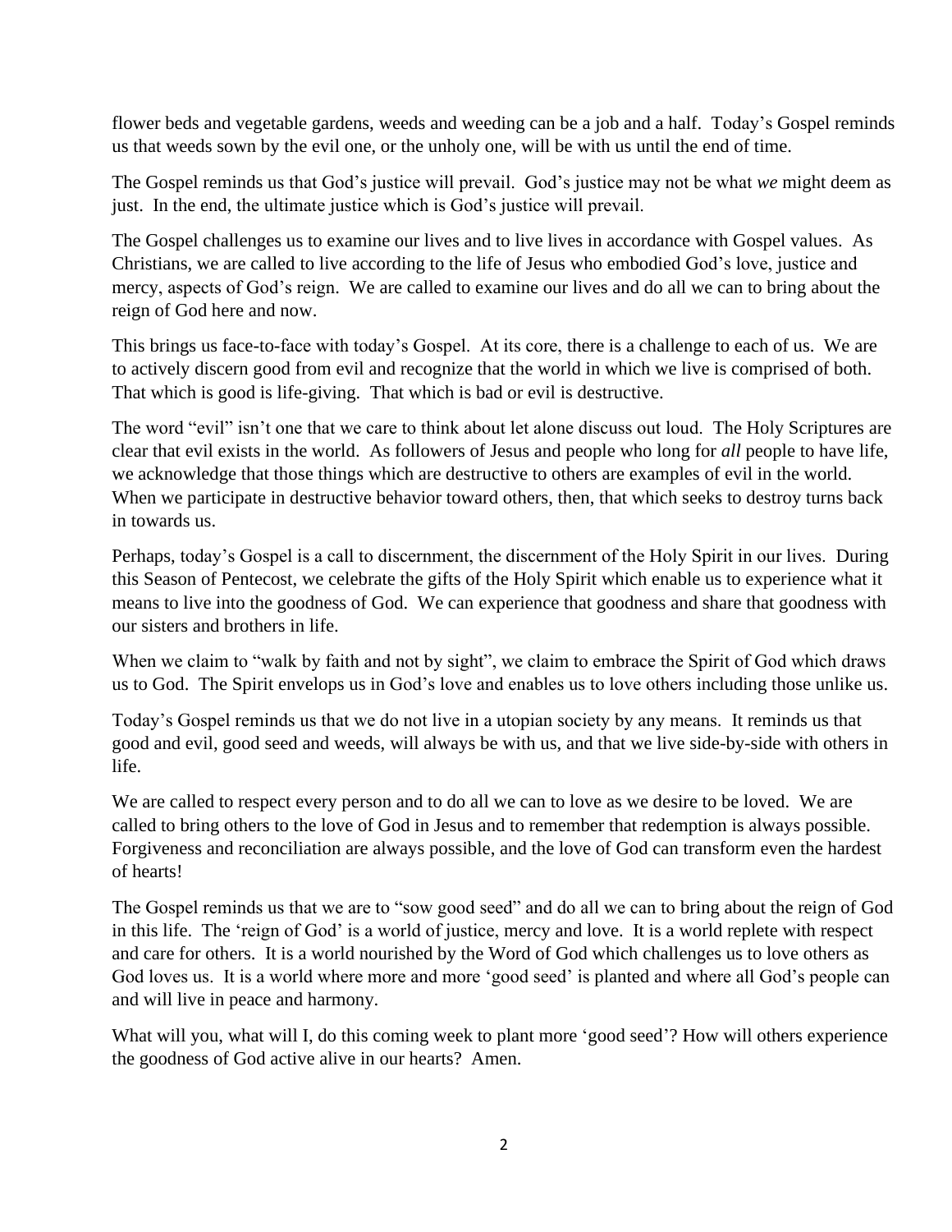flower beds and vegetable gardens, weeds and weeding can be a job and a half. Today's Gospel reminds us that weeds sown by the evil one, or the unholy one, will be with us until the end of time.

The Gospel reminds us that God's justice will prevail. God's justice may not be what *we* might deem as just. In the end, the ultimate justice which is God's justice will prevail.

The Gospel challenges us to examine our lives and to live lives in accordance with Gospel values. As Christians, we are called to live according to the life of Jesus who embodied God's love, justice and mercy, aspects of God's reign. We are called to examine our lives and do all we can to bring about the reign of God here and now.

This brings us face-to-face with today's Gospel. At its core, there is a challenge to each of us. We are to actively discern good from evil and recognize that the world in which we live is comprised of both. That which is good is life-giving. That which is bad or evil is destructive.

The word "evil" isn't one that we care to think about let alone discuss out loud. The Holy Scriptures are clear that evil exists in the world. As followers of Jesus and people who long for *all* people to have life, we acknowledge that those things which are destructive to others are examples of evil in the world. When we participate in destructive behavior toward others, then, that which seeks to destroy turns back in towards us.

Perhaps, today's Gospel is a call to discernment, the discernment of the Holy Spirit in our lives. During this Season of Pentecost, we celebrate the gifts of the Holy Spirit which enable us to experience what it means to live into the goodness of God. We can experience that goodness and share that goodness with our sisters and brothers in life.

When we claim to "walk by faith and not by sight", we claim to embrace the Spirit of God which draws us to God. The Spirit envelops us in God's love and enables us to love others including those unlike us.

Today's Gospel reminds us that we do not live in a utopian society by any means. It reminds us that good and evil, good seed and weeds, will always be with us, and that we live side-by-side with others in life.

We are called to respect every person and to do all we can to love as we desire to be loved. We are called to bring others to the love of God in Jesus and to remember that redemption is always possible. Forgiveness and reconciliation are always possible, and the love of God can transform even the hardest of hearts!

The Gospel reminds us that we are to "sow good seed" and do all we can to bring about the reign of God in this life. The 'reign of God' is a world of justice, mercy and love. It is a world replete with respect and care for others. It is a world nourished by the Word of God which challenges us to love others as God loves us. It is a world where more and more 'good seed' is planted and where all God's people can and will live in peace and harmony.

What will you, what will I, do this coming week to plant more 'good seed'? How will others experience the goodness of God active alive in our hearts? Amen.